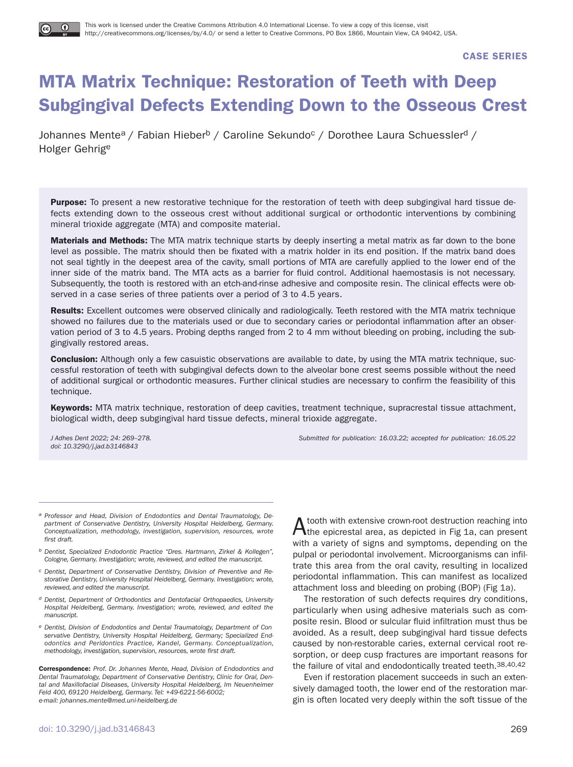This work is licensed under the Creative Commons Attribution 4.0 International License. To view a copy of this license, visit http://creativecommons.org/licenses/by/4.0/ or send a letter to Creative Commons, PO Box 1866, Mountain View, CA 94042, USA.

CASE SERIES

# MTA Matrix Technique: Restoration of Teeth with Deep Subgingival Defects Extending Down to the Osseous Crest

Johannes Mente[a] / Fabian Hieber[b] / Caroline Sekundo[c] / Dorothee Laura Schuessler[d] / Holger Gehrig[e]

**Purpose:** To present a new restorative technique for the restoration of teeth with deep subgingival hard tissue defects extending down to the osseous crest without additional surgical or orthodontic interventions by combining mineral trioxide aggregate (MTA) and composite material.

**Materials and Methods:** The MTA matrix technique starts by deeply inserting a metal matrix as far down to the bone level as possible. The matrix should then be fixated with a matrix holder in its end position. If the matrix band does not seal tightly in the deepest area of the cavity, small portions of MTA are carefully applied to the lower end of the inner side of the matrix band. The MTA acts as a barrier for fluid control. Additional haemostasis is not necessary. Subsequently, the tooth is restored with an etch-and-rinse adhesive and composite resin. The clinical effects were observed in a case series of three patients over a period of 3 to 4.5 years.

**Results:** Excellent outcomes were observed clinically and radiologically. Teeth restored with the MTA matrix technique showed no failures due to the materials used or due to secondary caries or periodontal inflammation after an observation period of 3 to 4.5 years. Probing depths ranged from 2 to 4 mm without bleeding on probing, including the subgingivally restored areas.

**Conclusion:** Although only a few casuistic observations are available to date, by using the MTA matrix technique, successful restoration of teeth with subgingival defects down to the alveolar bone crest seems possible without the need of additional surgical or orthodontic measures. Further clinical studies are necessary to confirm the feasibility of this technique.

**Keywords:** MTA matrix technique, restoration of deep cavities, treatment technique, supracrestal tissue attachment, biological width, deep subgingival hard tissue defects, mineral trioxide aggregate.

*J Adhes Dent 2022; 24: 269–278.*
*doi: 10.3290/j.jad.b3146843*

*Submitted for publication: 16.03.22; accepted for publication: 16.05.22*

[a] *Professor and Head, Division of Endodontics and Dental Traumatology, Department of Conservative Dentistry, University Hospital Heidelberg, Germany. Conceptualization, methodology, investigation, supervision, resources, wrote first draft.*

[b] *Dentist, Specialized Endodontic Practice "Dres. Hartmann, Zirkel & Kollegen", Cologne, Germany. Investigation; wrote, reviewed, and edited the manuscript.*

[c] *Dentist, Department of Conservative Dentistry, Division of Preventive and Restorative Dentistry, University Hospital Heidelberg, Germany. Investigation; wrote, reviewed, and edited the manuscript.*

[d] *Dentist, Department of Orthodontics and Dentofacial Orthopaedics, University Hospital Heidelberg, Germany. Investigation; wrote, reviewed, and edited the manuscript.*

[e] *Dentist, Division of Endodontics and Dental Traumatology, Department of Conservative Dentistry, University Hospital Heidelberg, Germany; Specialized Endodontics and Peridontics Practice, Kandel, Germany. Conceptualization, methodology, investigation, supervision, resources, wrote first draft.*

**Correspondence:** *Prof. Dr. Johannes Mente, Head, Division of Endodontics and Dental Traumatology, Department of Conservative Dentistry, Clinic for Oral, Dental and Maxillofacial Diseases, University Hospital Heidelberg, Im Neuenheimer Feld 400, 69120 Heidelberg, Germany. Tel: +49-6221-56-6002; e-mail: johannes.mente@med.uni-heidelberg.de*

A tooth with extensive crown-root destruction reaching into the epicrestal area, as depicted in Fig 1a, can present with a variety of signs and symptoms, depending on the pulpal or periodontal involvement. Microorganisms can infiltrate this area from the oral cavity, resulting in localized periodontal inflammation. This can manifest as localized attachment loss and bleeding on probing (BOP) (Fig 1a).

The restoration of such defects requires dry conditions, particularly when using adhesive materials such as composite resin. Blood or sulcular fluid infiltration must thus be avoided. As a result, deep subgingival hard tissue defects caused by non-restorable caries, external cervical root resorption, or deep cusp fractures are important reasons for the failure of vital and endodontically treated teeth.[38,40,42]

Even if restoration placement succeeds in such an extensively damaged tooth, the lower end of the restoration margin is often located very deeply within the soft tissue of the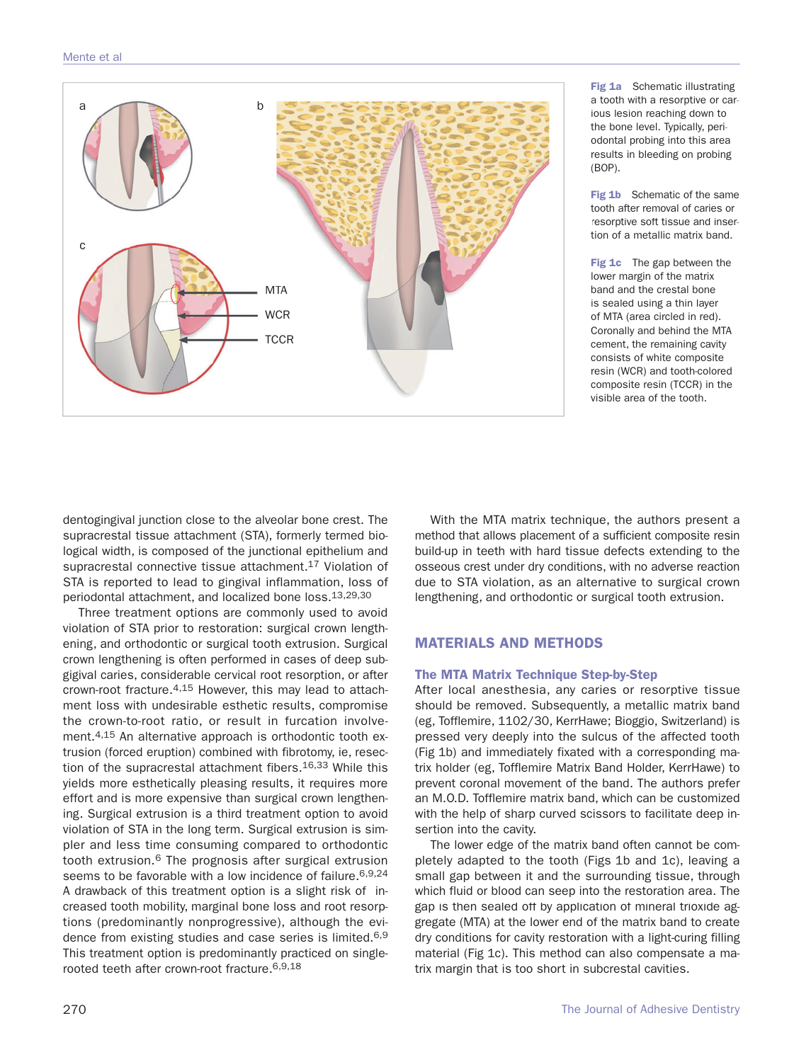Fig 1a Schematic illustrating a tooth with a resorptive or carious lesion reaching down to the bone level. Typically, periodontal probing into this area results in bleeding on probing (BOP).

Fig 1b Schematic of the same tooth after removal of caries or resorptive soft tissue and insertion of a metallic matrix band.

Fig 1c The gap between the lower margin of the matrix band and the crestal bone is sealed using a thin layer of MTA (area circled in red). Coronally and behind the MTA cement, the remaining cavity consists of white composite resin (WCR) and tooth-colored composite resin (TCCR) in the visible area of the tooth.

dentogingival junction close to the alveolar bone crest. The supracrestal tissue attachment (STA), formerly termed biological width, is composed of the junctional epithelium and supracrestal connective tissue attachment.[17] Violation of STA is reported to lead to gingival inflammation, loss of periodontal attachment, and localized bone loss.[13,29,30]

Three treatment options are commonly used to avoid violation of STA prior to restoration: surgical crown lengthening, and orthodontic or surgical tooth extrusion. Surgical crown lengthening is often performed in cases of deep subgigival caries, considerable cervical root resorption, or after crown-root fracture.[4,15] However, this may lead to attachment loss with undesirable esthetic results, compromise the crown-to-root ratio, or result in furcation involvement.[4,15] An alternative approach is orthodontic tooth extrusion (forced eruption) combined with fibrotomy, ie, resection of the supracrestal attachment fibers.[16,33] While this yields more esthetically pleasing results, it requires more effort and is more expensive than surgical crown lengthening. Surgical extrusion is a third treatment option to avoid violation of STA in the long term. Surgical extrusion is simpler and less time consuming compared to orthodontic tooth extrusion.[6] The prognosis after surgical extrusion seems to be favorable with a low incidence of failure.[6,9,24] A drawback of this treatment option is a slight risk of increased tooth mobility, marginal bone loss and root resorptions (predominantly nonprogressive), although the evidence from existing studies and case series is limited.[6,9] This treatment option is predominantly practiced on single-rooted teeth after crown-root fracture.[6,9,18]

With the MTA matrix technique, the authors present a method that allows placement of a sufficient composite resin build-up in teeth with hard tissue defects extending to the osseous crest under dry conditions, with no adverse reaction due to STA violation, as an alternative to surgical crown lengthening, and orthodontic or surgical tooth extrusion.

## MATERIALS AND METHODS

### The MTA Matrix Technique Step-by-Step

After local anesthesia, any caries or resorptive tissue should be removed. Subsequently, a metallic matrix band (eg, Tofflemire, 1102/30, KerrHawe; Bioggio, Switzerland) is pressed very deeply into the sulcus of the affected tooth (Fig 1b) and immediately fixated with a corresponding matrix holder (eg, Tofflemire Matrix Band Holder, KerrHawe) to prevent coronal movement of the band. The authors prefer an M.O.D. Tofflemire matrix band, which can be customized with the help of sharp curved scissors to facilitate deep insertion into the cavity.

The lower edge of the matrix band often cannot be completely adapted to the tooth (Figs 1b and 1c), leaving a small gap between it and the surrounding tissue, through which fluid or blood can seep into the restoration area. The gap is then sealed off by application of mineral trioxide aggregate (MTA) at the lower end of the matrix band to create dry conditions for cavity restoration with a light-curing filling material (Fig 1c). This method can also compensate a matrix margin that is too short in subcrestal cavities.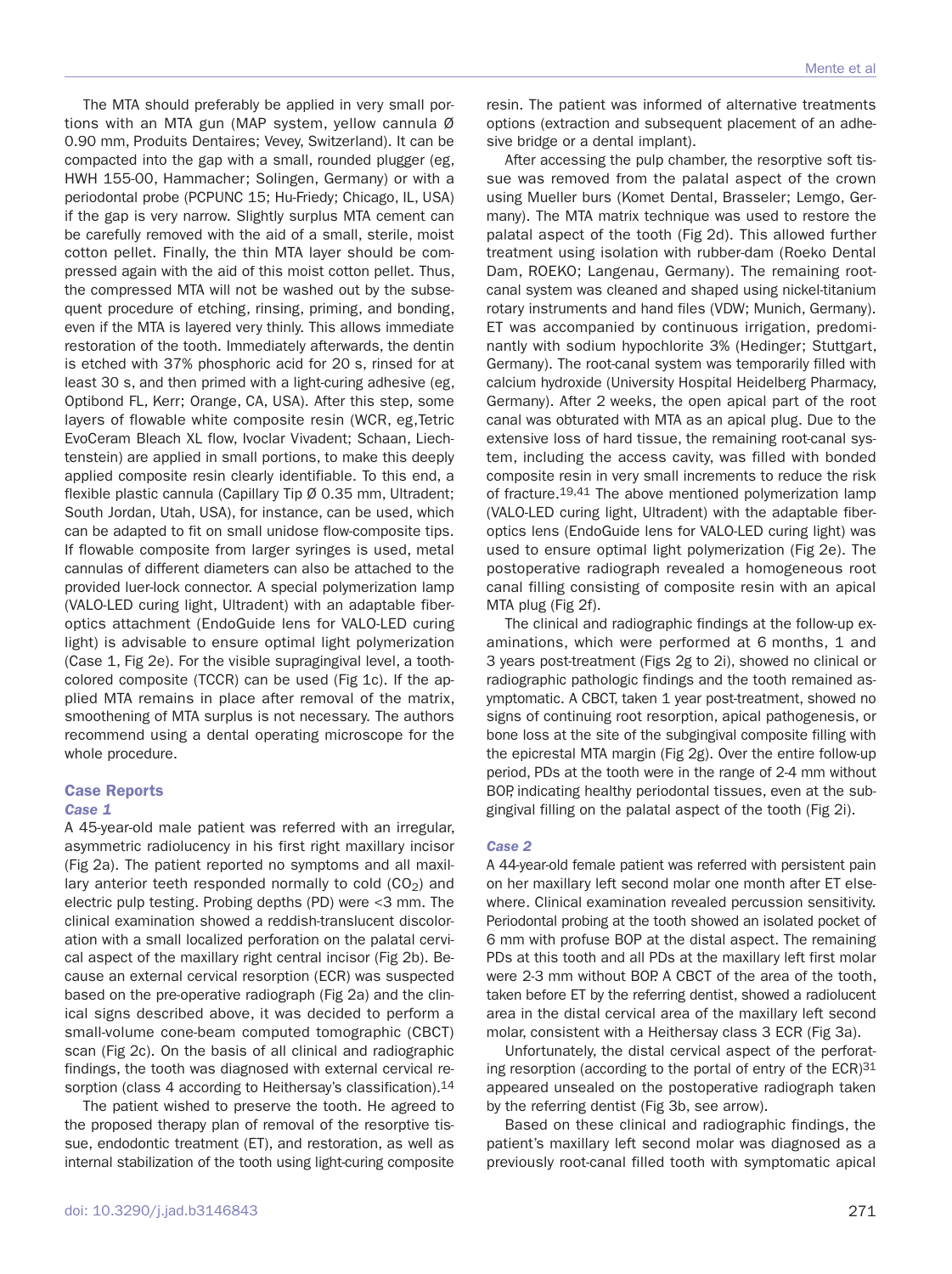The MTA should preferably be applied in very small portions with an MTA gun (MAP system, yellow cannula Ø 0.90 mm, Produits Dentaires; Vevey, Switzerland). It can be compacted into the gap with a small, rounded plugger (eg, HWH 155-00, Hammacher; Solingen, Germany) or with a periodontal probe (PCPUNC 15; Hu-Friedy; Chicago, IL, USA) if the gap is very narrow. Slightly surplus MTA cement can be carefully removed with the aid of a small, sterile, moist cotton pellet. Finally, the thin MTA layer should be compressed again with the aid of this moist cotton pellet. Thus, the compressed MTA will not be washed out by the subsequent procedure of etching, rinsing, priming, and bonding, even if the MTA is layered very thinly. This allows immediate restoration of the tooth. Immediately afterwards, the dentin is etched with 37% phosphoric acid for 20 s, rinsed for at least 30 s, and then primed with a light-curing adhesive (eg, Optibond FL, Kerr; Orange, CA, USA). After this step, some layers of flowable white composite resin (WCR, eg,Tetric EvoCeram Bleach XL flow, Ivoclar Vivadent; Schaan, Liechtenstein) are applied in small portions, to make this deeply applied composite resin clearly identifiable. To this end, a flexible plastic cannula (Capillary Tip Ø 0.35 mm, Ultradent; South Jordan, Utah, USA), for instance, can be used, which can be adapted to fit on small unidose flow-composite tips. If flowable composite from larger syringes is used, metal cannulas of different diameters can also be attached to the provided luer-lock connector. A special polymerization lamp (VALO-LED curing light, Ultradent) with an adaptable fiber-optics attachment (EndoGuide lens for VALO-LED curing light) is advisable to ensure optimal light polymerization (Case 1, Fig 2e). For the visible supragingival level, a tooth-colored composite (TCCR) can be used (Fig 1c). If the applied MTA remains in place after removal of the matrix, smoothening of MTA surplus is not necessary. The authors recommend using a dental operating microscope for the whole procedure.

## Case Reports

### *Case 1*

A 45-year-old male patient was referred with an irregular, asymmetric radiolucency in his first right maxillary incisor (Fig 2a). The patient reported no symptoms and all maxillary anterior teeth responded normally to cold ($CO_2$) and electric pulp testing. Probing depths (PD) were <3 mm. The clinical examination showed a reddish-translucent discoloration with a small localized perforation on the palatal cervical aspect of the maxillary right central incisor (Fig 2b). Because an external cervical resorption (ECR) was suspected based on the pre-operative radiograph (Fig 2a) and the clinical signs described above, it was decided to perform a small-volume cone-beam computed tomographic (CBCT) scan (Fig 2c). On the basis of all clinical and radiographic findings, the tooth was diagnosed with external cervical resorption (class 4 according to Heithersay's classification).[14]

The patient wished to preserve the tooth. He agreed to the proposed therapy plan of removal of the resorptive tissue, endodontic treatment (ET), and restoration, as well as internal stabilization of the tooth using light-curing composite resin. The patient was informed of alternative treatments options (extraction and subsequent placement of an adhesive bridge or a dental implant).

After accessing the pulp chamber, the resorptive soft tissue was removed from the palatal aspect of the crown using Mueller burs (Komet Dental, Brasseler; Lemgo, Germany). The MTA matrix technique was used to restore the palatal aspect of the tooth (Fig 2d). This allowed further treatment using isolation with rubber-dam (Roeko Dental Dam, ROEKO; Langenau, Germany). The remaining root-canal system was cleaned and shaped using nickel-titanium rotary instruments and hand files (VDW; Munich, Germany). ET was accompanied by continuous irrigation, predominantly with sodium hypochlorite 3% (Hedinger; Stuttgart, Germany). The root-canal system was temporarily filled with calcium hydroxide (University Hospital Heidelberg Pharmacy, Germany). After 2 weeks, the open apical part of the root canal was obturated with MTA as an apical plug. Due to the extensive loss of hard tissue, the remaining root-canal system, including the access cavity, was filled with bonded composite resin in very small increments to reduce the risk of fracture.[19,41] The above mentioned polymerization lamp (VALO-LED curing light, Ultradent) with the adaptable fiber-optics lens (EndoGuide lens for VALO-LED curing light) was used to ensure optimal light polymerization (Fig 2e). The postoperative radiograph revealed a homogeneous root canal filling consisting of composite resin with an apical MTA plug (Fig 2f).

The clinical and radiographic findings at the follow-up examinations, which were performed at 6 months, 1 and 3 years post-treatment (Figs 2g to 2i), showed no clinical or radiographic pathologic findings and the tooth remained asymptomatic. A CBCT, taken 1 year post-treatment, showed no signs of continuing root resorption, apical pathogenesis, or bone loss at the site of the subgingival composite filling with the epicrestal MTA margin (Fig 2g). Over the entire follow-up period, PDs at the tooth were in the range of 2-4 mm without BOP, indicating healthy periodontal tissues, even at the subgingival filling on the palatal aspect of the tooth (Fig 2i).

### *Case 2*

A 44-year-old female patient was referred with persistent pain on her maxillary left second molar one month after ET elsewhere. Clinical examination revealed percussion sensitivity. Periodontal probing at the tooth showed an isolated pocket of 6 mm with profuse BOP at the distal aspect. The remaining PDs at this tooth and all PDs at the maxillary left first molar were 2-3 mm without BOP. A CBCT of the area of the tooth, taken before ET by the referring dentist, showed a radiolucent area in the distal cervical area of the maxillary left second molar, consistent with a Heithersay class 3 ECR (Fig 3a).

Unfortunately, the distal cervical aspect of the perforating resorption (according to the portal of entry of the ECR)[31] appeared unsealed on the postoperative radiograph taken by the referring dentist (Fig 3b, see arrow).

Based on these clinical and radiographic findings, the patient's maxillary left second molar was diagnosed as a previously root-canal filled tooth with symptomatic apical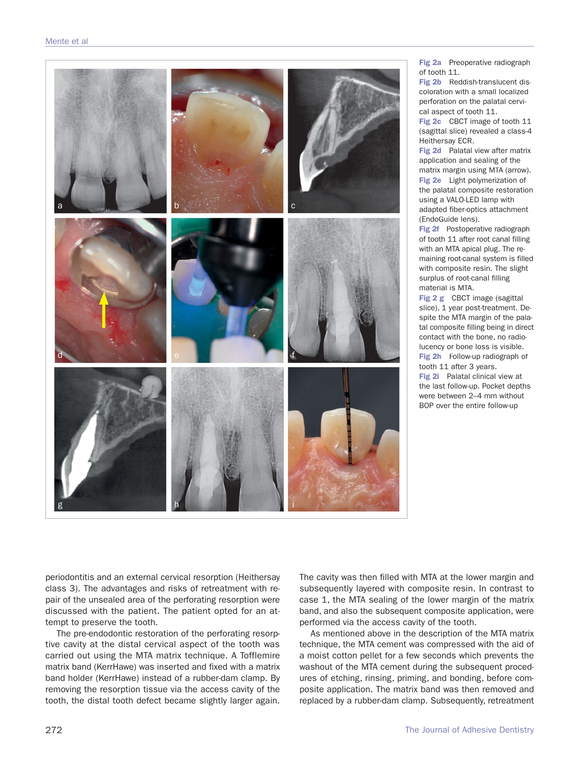Fig 2a Preoperative radiograph of tooth 11.
Fig 2b Reddish-translucent discoloration with a small localized perforation on the palatal cervical aspect of tooth 11.
Fig 2c CBCT image of tooth 11 (sagittal slice) revealed a class-4 Heithersay ECR.
Fig 2d Palatal view after matrix application and sealing of the matrix margin using MTA (arrow).
Fig 2e Light polymerization of the palatal composite restoration using a VALO-LED lamp with adapted fiber-optics attachment (EndoGuide lens).
Fig 2f Postoperative radiograph of tooth 11 after root canal filling with an MTA apical plug. The remaining root-canal system is filled with composite resin. The slight surplus of root-canal filling material is MTA.
Fig 2 g CBCT image (sagittal slice), 1 year post-treatment. Despite the MTA margin of the palatal composite filling being in direct contact with the bone, no radiolucency or bone loss is visible.
Fig 2h Follow-up radiograph of tooth 11 after 3 years.
Fig 2i Palatal clinical view at the last follow-up. Pocket depths were between 2–4 mm without BOP over the entire follow-up

periodontitis and an external cervical resorption (Heithersay class 3). The advantages and risks of retreatment with repair of the unsealed area of the perforating resorption were discussed with the patient. The patient opted for an attempt to preserve the tooth.

The pre-endodontic restoration of the perforating resorptive cavity at the distal cervical aspect of the tooth was carried out using the MTA matrix technique. A Tofflemire matrix band (KerrHawe) was inserted and fixed with a matrix band holder (KerrHawe) instead of a rubber-dam clamp. By removing the resorption tissue via the access cavity of the tooth, the distal tooth defect became slightly larger again. The cavity was then filled with MTA at the lower margin and subsequently layered with composite resin. In contrast to case 1, the MTA sealing of the lower margin of the matrix band, and also the subsequent composite application, were performed via the access cavity of the tooth.

As mentioned above in the description of the MTA matrix technique, the MTA cement was compressed with the aid of a moist cotton pellet for a few seconds which prevents the washout of the MTA cement during the subsequent procedures of etching, rinsing, priming, and bonding, before composite application. The matrix band was then removed and replaced by a rubber-dam clamp. Subsequently, retreatment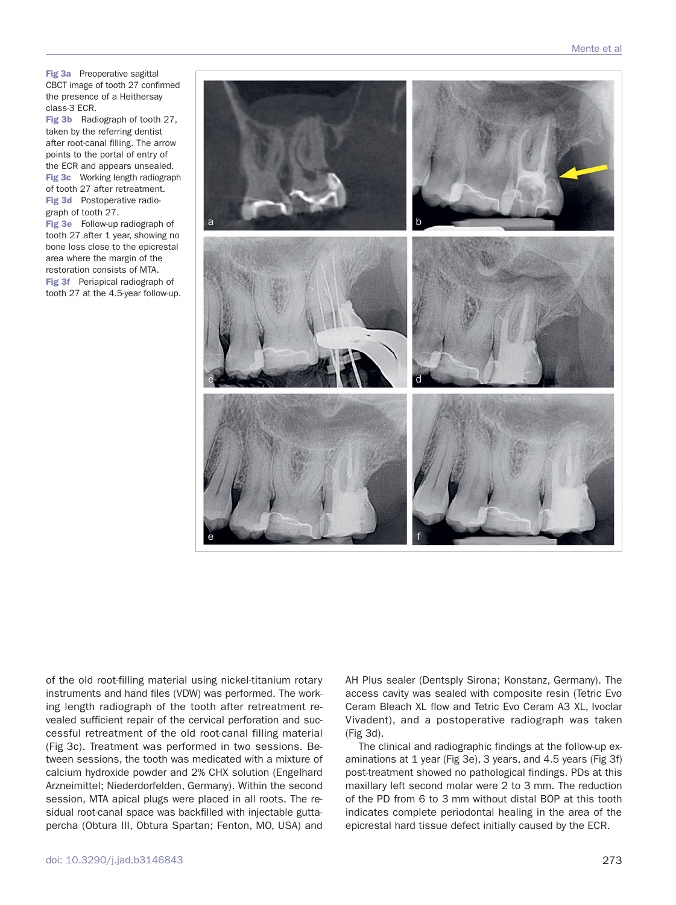**Fig 3a** Preoperative sagittal CBCT image of tooth 27 confirmed the presence of a Heithersay class-3 ECR.
**Fig 3b** Radiograph of tooth 27, taken by the referring dentist after root-canal filling. The arrow points to the portal of entry of the ECR and appears unsealed.
**Fig 3c** Working length radiograph of tooth 27 after retreatment.
**Fig 3d** Postoperative radiograph of tooth 27.
**Fig 3e** Follow-up radiograph of tooth 27 after 1 year, showing no bone loss close to the epicrestal area where the margin of the restoration consists of MTA.
**Fig 3f** Periapical radiograph of tooth 27 at the 4.5-year follow-up.

of the old root-filling material using nickel-titanium rotary instruments and hand files (VDW) was performed. The working length radiograph of the tooth after retreatment revealed sufficient repair of the cervical perforation and successful retreatment of the old root-canal filling material (Fig 3c). Treatment was performed in two sessions. Between sessions, the tooth was medicated with a mixture of calcium hydroxide powder and 2% CHX solution (Engelhard Arzneimittel; Niederdorfelden, Germany). Within the second session, MTA apical plugs were placed in all roots. The residual root-canal space was backfilled with injectable gutta-percha (Obtura III, Obtura Spartan; Fenton, MO, USA) and AH Plus sealer (Dentsply Sirona; Konstanz, Germany). The access cavity was sealed with composite resin (Tetric Evo Ceram Bleach XL flow and Tetric Evo Ceram A3 XL, Ivoclar Vivadent), and a postoperative radiograph was taken (Fig 3d).

The clinical and radiographic findings at the follow-up examinations at 1 year (Fig 3e), 3 years, and 4.5 years (Fig 3f) post-treatment showed no pathological findings. PDs at this maxillary left second molar were 2 to 3 mm. The reduction of the PD from 6 to 3 mm without distal BOP at this tooth indicates complete periodontal healing in the area of the epicrestal hard tissue defect initially caused by the ECR.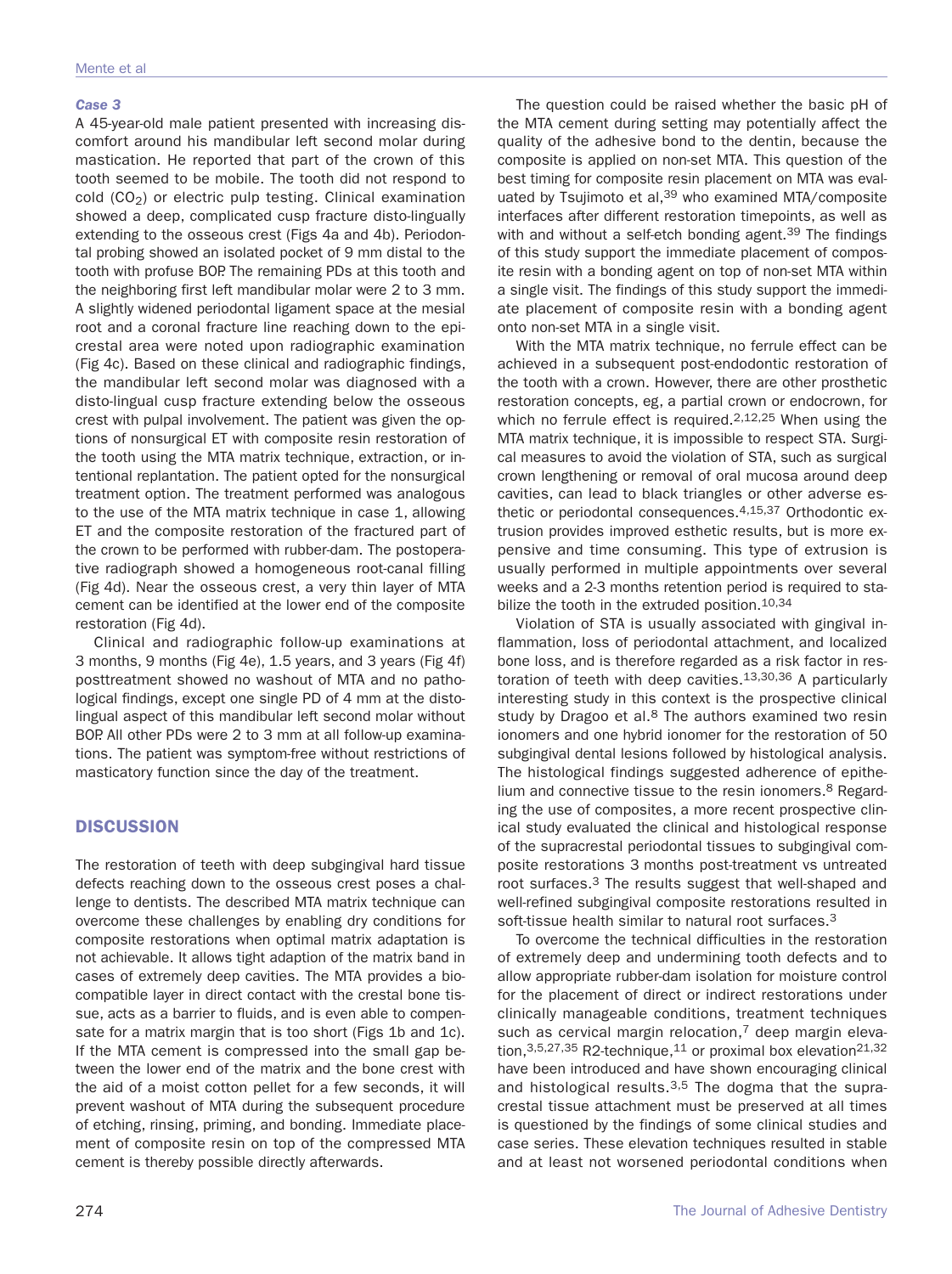### *Case 3*

A 45-year-old male patient presented with increasing discomfort around his mandibular left second molar during mastication. He reported that part of the crown of this tooth seemed to be mobile. The tooth did not respond to cold ($CO_2$) or electric pulp testing. Clinical examination showed a deep, complicated cusp fracture disto-lingually extending to the osseous crest (Figs 4a and 4b). Periodontal probing showed an isolated pocket of 9 mm distal to the tooth with profuse BOP. The remaining PDs at this tooth and the neighboring first left mandibular molar were 2 to 3 mm. A slightly widened periodontal ligament space at the mesial root and a coronal fracture line reaching down to the epicrestal area were noted upon radiographic examination (Fig 4c). Based on these clinical and radiographic findings, the mandibular left second molar was diagnosed with a disto-lingual cusp fracture extending below the osseous crest with pulpal involvement. The patient was given the options of nonsurgical ET with composite resin restoration of the tooth using the MTA matrix technique, extraction, or intentional replantation. The patient opted for the nonsurgical treatment option. The treatment performed was analogous to the use of the MTA matrix technique in case 1, allowing ET and the composite restoration of the fractured part of the crown to be performed with rubber-dam. The postoperative radiograph showed a homogeneous root-canal filling (Fig 4d). Near the osseous crest, a very thin layer of MTA cement can be identified at the lower end of the composite restoration (Fig 4d).

Clinical and radiographic follow-up examinations at 3 months, 9 months (Fig 4e), 1.5 years, and 3 years (Fig 4f) posttreatment showed no washout of MTA and no pathological findings, except one single PD of 4 mm at the distolingual aspect of this mandibular left second molar without BOP. All other PDs were 2 to 3 mm at all follow-up examinations. The patient was symptom-free without restrictions of masticatory function since the day of the treatment.

## DISCUSSION

The restoration of teeth with deep subgingival hard tissue defects reaching down to the osseous crest poses a challenge to dentists. The described MTA matrix technique can overcome these challenges by enabling dry conditions for composite restorations when optimal matrix adaptation is not achievable. It allows tight adaption of the matrix band in cases of extremely deep cavities. The MTA provides a biocompatible layer in direct contact with the crestal bone tissue, acts as a barrier to fluids, and is even able to compensate for a matrix margin that is too short (Figs 1b and 1c). If the MTA cement is compressed into the small gap between the lower end of the matrix and the bone crest with the aid of a moist cotton pellet for a few seconds, it will prevent washout of MTA during the subsequent procedure of etching, rinsing, priming, and bonding. Immediate placement of composite resin on top of the compressed MTA cement is thereby possible directly afterwards.

The question could be raised whether the basic pH of the MTA cement during setting may potentially affect the quality of the adhesive bond to the dentin, because the composite is applied on non-set MTA. This question of the best timing for composite resin placement on MTA was evaluated by Tsujimoto et al,[39] who examined MTA/composite interfaces after different restoration timepoints, as well as with and without a self-etch bonding agent.[39] The findings of this study support the immediate placement of composite resin with a bonding agent on top of non-set MTA within a single visit. The findings of this study support the immediate placement of composite resin with a bonding agent onto non-set MTA in a single visit.

With the MTA matrix technique, no ferrule effect can be achieved in a subsequent post-endodontic restoration of the tooth with a crown. However, there are other prosthetic restoration concepts, eg, a partial crown or endocrown, for which no ferrule effect is required.[2,12,25] When using the MTA matrix technique, it is impossible to respect STA. Surgical measures to avoid the violation of STA, such as surgical crown lengthening or removal of oral mucosa around deep cavities, can lead to black triangles or other adverse esthetic or periodontal consequences.[4,15,37] Orthodontic extrusion provides improved esthetic results, but is more expensive and time consuming. This type of extrusion is usually performed in multiple appointments over several weeks and a 2-3 months retention period is required to stabilize the tooth in the extruded position.[10,34]

Violation of STA is usually associated with gingival inflammation, loss of periodontal attachment, and localized bone loss, and is therefore regarded as a risk factor in restoration of teeth with deep cavities.[13,30,36] A particularly interesting study in this context is the prospective clinical study by Dragoo et al.[8] The authors examined two resin ionomers and one hybrid ionomer for the restoration of 50 subgingival dental lesions followed by histological analysis. The histological findings suggested adherence of epithelium and connective tissue to the resin ionomers.[8] Regarding the use of composites, a more recent prospective clinical study evaluated the clinical and histological response of the supracrestal periodontal tissues to subgingival composite restorations 3 months post-treatment vs untreated root surfaces.[3] The results suggest that well-shaped and well-refined subgingival composite restorations resulted in soft-tissue health similar to natural root surfaces.[3]

To overcome the technical difficulties in the restoration of extremely deep and undermining tooth defects and to allow appropriate rubber-dam isolation for moisture control for the placement of direct or indirect restorations under clinically manageable conditions, treatment techniques such as cervical margin relocation,[7] deep margin elevation,[3,5,27,35] R2-technique,[11] or proximal box elevation[21,32] have been introduced and have shown encouraging clinical and histological results.[3,5] The dogma that the supracrestal tissue attachment must be preserved at all times is questioned by the findings of some clinical studies and case series. These elevation techniques resulted in stable and at least not worsened periodontal conditions when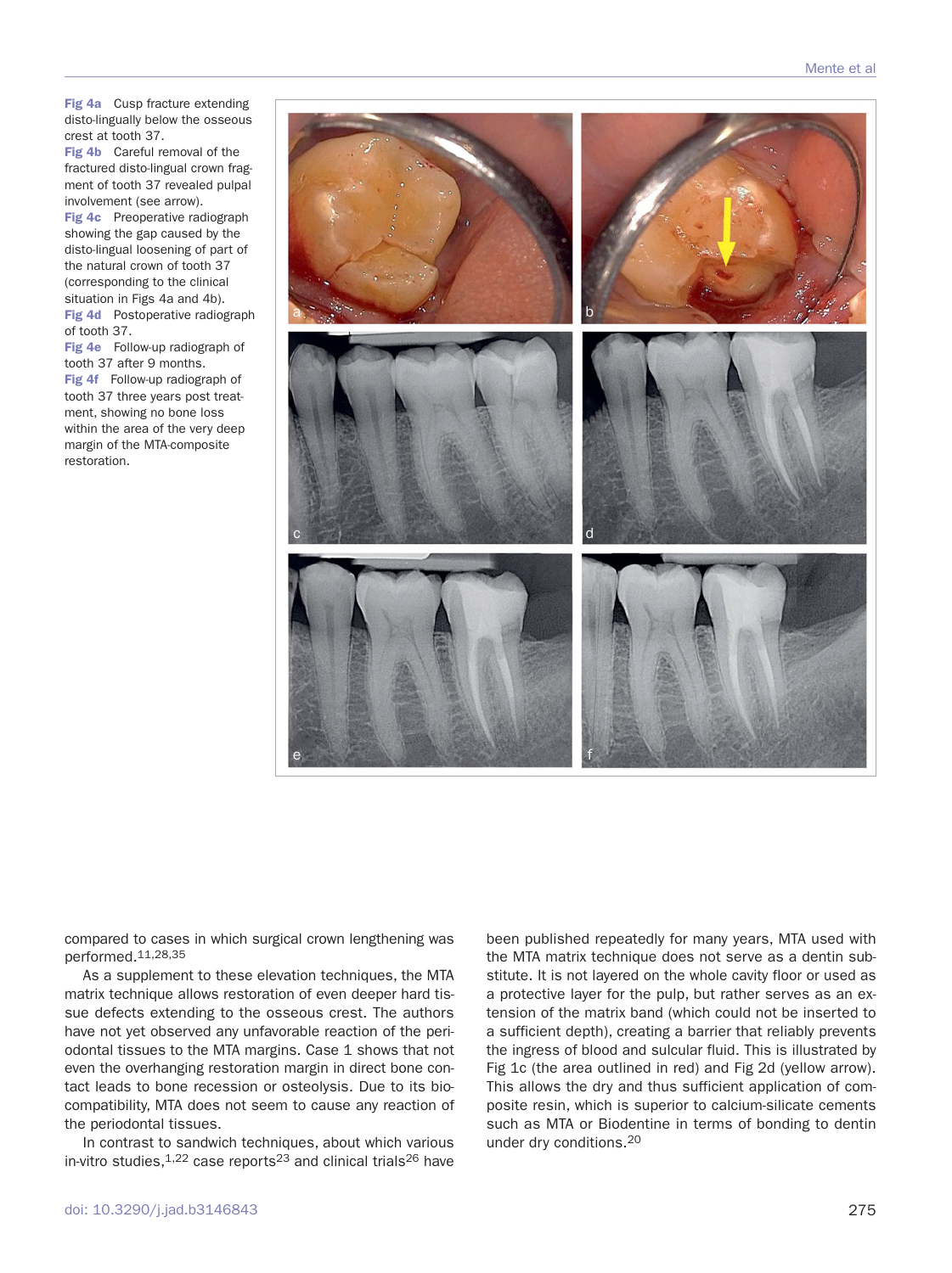**Fig 4a** Cusp fracture extending disto-lingually below the osseous crest at tooth 37.
**Fig 4b** Careful removal of the fractured disto-lingual crown fragment of tooth 37 revealed pulpal involvement (see arrow).
**Fig 4c** Preoperative radiograph showing the gap caused by the disto-lingual loosening of part of the natural crown of tooth 37 (corresponding to the clinical situation in Figs 4a and 4b).
**Fig 4d** Postoperative radiograph of tooth 37.
**Fig 4e** Follow-up radiograph of tooth 37 after 9 months.
**Fig 4f** Follow-up radiograph of tooth 37 three years post treatment, showing no bone loss within the area of the very deep margin of the MTA-composite restoration.

compared to cases in which surgical crown lengthening was performed.[11,28,35]

As a supplement to these elevation techniques, the MTA matrix technique allows restoration of even deeper hard tissue defects extending to the osseous crest. The authors have not yet observed any unfavorable reaction of the periodontal tissues to the MTA margins. Case 1 shows that not even the overhanging restoration margin in direct bone contact leads to bone recession or osteolysis. Due to its biocompatibility, MTA does not seem to cause any reaction of the periodontal tissues.

In contrast to sandwich techniques, about which various in-vitro studies,[1,22] case reports[23] and clinical trials[26] have been published repeatedly for many years, MTA used with the MTA matrix technique does not serve as a dentin substitute. It is not layered on the whole cavity floor or used as a protective layer for the pulp, but rather serves as an extension of the matrix band (which could not be inserted to a sufficient depth), creating a barrier that reliably prevents the ingress of blood and sulcular fluid. This is illustrated by Fig 1c (the area outlined in red) and Fig 2d (yellow arrow). This allows the dry and thus sufficient application of composite resin, which is superior to calcium-silicate cements such as MTA or Biodentine in terms of bonding to dentin under dry conditions.[20]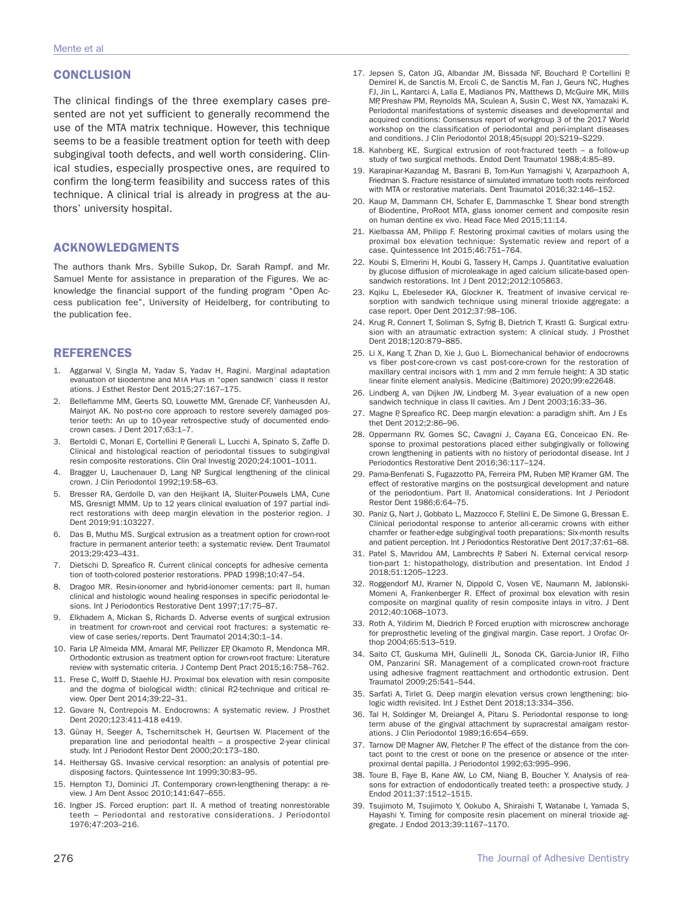## CONCLUSION

The clinical findings of the three exemplary cases presented are not yet sufficient to generally recommend the use of the MTA matrix technique. However, this technique seems to be a feasible treatment option for teeth with deep subgingival tooth defects, and well worth considering. Clinical studies, especially prospective ones, are required to confirm the long-term feasibility and success rates of this technique. A clinical trial is already in progress at the authors' university hospital.

## ACKNOWLEDGMENTS

The authors thank Mrs. Sybille Sukop, Dr. Sarah Rampf. and Mr. Samuel Mente for assistance in preparation of the Figures. We acknowledge the financial support of the funding program "Open Access publication fee", University of Heidelberg, for contributing to the publication fee.

## REFERENCES

1. Aggarwal V, Singla M, Yadav S, Yadav H, Ragini. Marginal adaptation evaluation of Biodentine and MTA Plus in "open sandwich" class II restorations. J Esthet Restor Dent 2015;27:167–175.
2. Belleflamme MM, Geerts SO, Louwette MM, Grenade CF, Vanheusden AJ, Mainjot AK. No post-no core approach to restore severely damaged posterior teeth: An up to 10-year retrospective study of documented endocrown cases. J Dent 2017;63:1–7.
3. Bertoldi C, Monari E, Cortellini P, Generali L, Lucchi A, Spinato S, Zaffe D. Clinical and histological reaction of periodontal tissues to subgingival resin composite restorations. Clin Oral Investig 2020;24:1001–1011.
4. Bragger U, Lauchenauer D, Lang NP. Surgical lengthening of the clinical crown. J Clin Periodontol 1992;19:58–63.
5. Bresser RA, Gerdolle D, van den Heijkant IA, Sluiter-Pouwels LMA, Cune MS, Gresnigt MMM. Up to 12 years clinical evaluation of 197 partial indirect restorations with deep margin elevation in the posterior region. J Dent 2019;91:103227.
6. Das B, Muthu MS. Surgical extrusion as a treatment option for crown-root fracture in permanent anterior teeth: a systematic review. Dent Traumatol 2013;29:423–431.
7. Dietschi D, Spreafico R. Current clinical concepts for adhesive cementation of tooth-colored posterior restorations. PPAD 1998;10:47–54.
8. Dragoo MR. Resin-ionomer and hybrid-ionomer cements: part II, human clinical and histologic wound healing responses in specific periodontal lesions. Int J Periodontics Restorative Dent 1997;17:75–87.
9. Elkhadem A, Mickan S, Richards D. Adverse events of surgical extrusion in treatment for crown-root and cervical root fractures: a systematic review of case series/reports. Dent Traumatol 2014;30:1–14.
10. Faria LP, Almeida MM, Amaral MF, Pellizzer EP, Okamoto R, Mendonca MR. Orthodontic extrusion as treatment option for crown-root fracture: Literature review with systematic criteria. J Contemp Dent Pract 2015;16:758–762.
11. Frese C, Wolff D, Staehle HJ. Proximal box elevation with resin composite and the dogma of biological width: clinical R2-technique and critical review. Oper Dent 2014;39:22–31.
12. Govare N, Contrepois M. Endocrowns: A systematic review. J Prosthet Dent 2020;123:411-418 e419.
13. Günay H, Seeger A, Tschernitschek H, Geurtsen W. Placement of the preparation line and periodontal health – a prospective 2-year clinical study. Int J Periodont Restor Dent 2000;20:173–180.
14. Heithersay GS. Invasive cervical resorption: an analysis of potential predisposing factors. Quintessence Int 1999;30:83–95.
15. Hempton TJ, Dominici JT. Contemporary crown-lengthening therapy: a review. J Am Dent Assoc 2010;141:647–655.
16. Ingber JS. Forced eruption: part II. A method of treating nonrestorable teeth – Periodontal and restorative considerations. J Periodontol 1976;47:203–216.
17. Jepsen S, Caton JG, Albandar JM, Bissada NF, Bouchard P, Cortellini P, Demirel K, de Sanctis M, Ercoli C, de Sanctis M, Fan J, Geurs NC, Hughes FJ, Jin L, Kantarci A, Lalla E, Madianos PN, Matthews D, McGuire MK, Mills MP, Preshaw PM, Reynolds MA, Sculean A, Susin C, West NX, Yamazaki K. Periodontal manifestations of systemic diseases and developmental and acquired conditions: Consensus report of workgroup 3 of the 2017 World workshop on the classification of periodontal and peri-implant diseases and conditions. J Clin Periodontol 2018;45(suppl 20):S219–S229.
18. Kahnberg KE. Surgical extrusion of root-fractured teeth – a follow-up study of two surgical methods. Endod Dent Traumatol 1988;4:85–89.
19. Karapinar-Kazandag M, Basrani B, Tom-Kun Yamagishi V, Azarpazhooh A, Friedman S. Fracture resistance of simulated immature tooth roots reinforced with MTA or restorative materials. Dent Traumatol 2016;32:146–152.
20. Kaup M, Dammann CH, Schafer E, Dammaschke T. Shear bond strength of Biodentine, ProRoot MTA, glass ionomer cement and composite resin on human dentine ex vivo. Head Face Med 2015;11:14.
21. Kielbassa AM, Philipp F. Restoring proximal cavities of molars using the proximal box elevation technique: Systematic review and report of a case. Quintessence Int 2015;46:751–764.
22. Koubi S, Elmerini H, Koubi G, Tassery H, Camps J. Quantitative evaluation by glucose diffusion of microleakage in aged calcium silicate-based open-sandwich restorations. Int J Dent 2012;2012:105863.
23. Kqiku L, Ebeleseder KA, Glockner K. Treatment of invasive cervical resorption with sandwich technique using mineral trioxide aggregate: a case report. Oper Dent 2012;37:98–106.
24. Krug R, Connert T, Soliman S, Syfrig B, Dietrich T, Krastl G. Surgical extrusion with an atraumatic extraction system: A clinical study. J Prosthet Dent 2018;120:879–885.
25. Li X, Kang T, Zhan D, Xie J, Guo L. Biomechanical behavior of endocrowns vs fiber post-core-crown vs cast post-core-crown for the restoration of maxillary central incisors with 1 mm and 2 mm ferrule height: A 3D static linear finite element analysis. Medicine (Baltimore) 2020;99:e22648.
26. Lindberg A, van Dijken JW, Lindberg M. 3-year evaluation of a new open sandwich technique in class II cavities. Am J Dent 2003;16:33–36.
27. Magne P, Spreafico RC. Deep margin elevation: a paradigm shift. Am J Esthet Dent 2012;2:86–96.
28. Oppermann RV, Gomes SC, Cavagni J, Cayana EG, Conceicao EN. Response to proximal pestorations placed either subgingivally or following crown lengthening in patients with no history of periodontal disease. Int J Periodontics Restorative Dent 2016;36:117–124.
29. Pama-Benfenati S, Fugazzotto PA, Ferreira PM, Ruben MP, Kramer GM. The effect of restorative margins on the postsurgical development and nature of the periodontium. Part II. Anatomical considerations. Int J Periodont Restor Dent 1986;6:64–75.
30. Paniz G, Nart J, Gobbato L, Mazzocco F, Stellini E, De Simone G, Bressan E. Clinical periodontal response to anterior all-ceramic crowns with either chamfer or feather-edge subgingival tooth preparations: Six-month results and patient perception. Int J Periodontics Restorative Dent 2017;37:61–68.
31. Patel S, Mavridou AM, Lambrechts P, Saberi N. External cervical resorption-part 1: histopathology, distribution and presentation. Int Endod J 2018;51:1205–1223.
32. Roggendorf MJ, Kramer N, Dippold C, Vosen VE, Naumann M, Jablonski-Momeni A, Frankenberger R. Effect of proximal box elevation with resin composite on marginal quality of resin composite inlays in vitro. J Dent 2012;40:1068–1073.
33. Roth A, Yildirim M, Diedrich P. Forced eruption with microscrew anchorage for preprosthetic leveling of the gingival margin. Case report. J Orofac Orthop 2004;65:513–519.
34. Saito CT, Guskuma MH, Gulinelli JL, Sonoda CK, Garcia-Junior IR, Filho OM, Panzarini SR. Management of a complicated crown-root fracture using adhesive fragment reattachment and orthodontic extrusion. Dent Traumatol 2009;25:541–544.
35. Sarfati A, Tirlet G. Deep margin elevation versus crown lengthening: biologic width revisited. Int J Esthet Dent 2018;13:334–356.
36. Tal H, Soldinger M, Dreiangel A, Pitaru S. Periodontal response to long-term abuse of the gingival attachment by supracrestal amalgam restorations. J Clin Periodontol 1989;16:654–659.
37. Tarnow DP, Magner AW, Fletcher P. The effect of the distance from the contact point to the crest of bone on the presence or absence of the interproximal dental papilla. J Periodontol 1992;63:995–996.
38. Toure B, Faye B, Kane AW, Lo CM, Niang B, Boucher Y. Analysis of reasons for extraction of endodontically treated teeth: a prospective study. J Endod 2011;37:1512–1515.
39. Tsujimoto M, Tsujimoto Y, Ookubo A, Shiraishi T, Watanabe I, Yamada S, Hayashi Y. Timing for composite resin placement on mineral trioxide aggregate. J Endod 2013;39:1167–1170.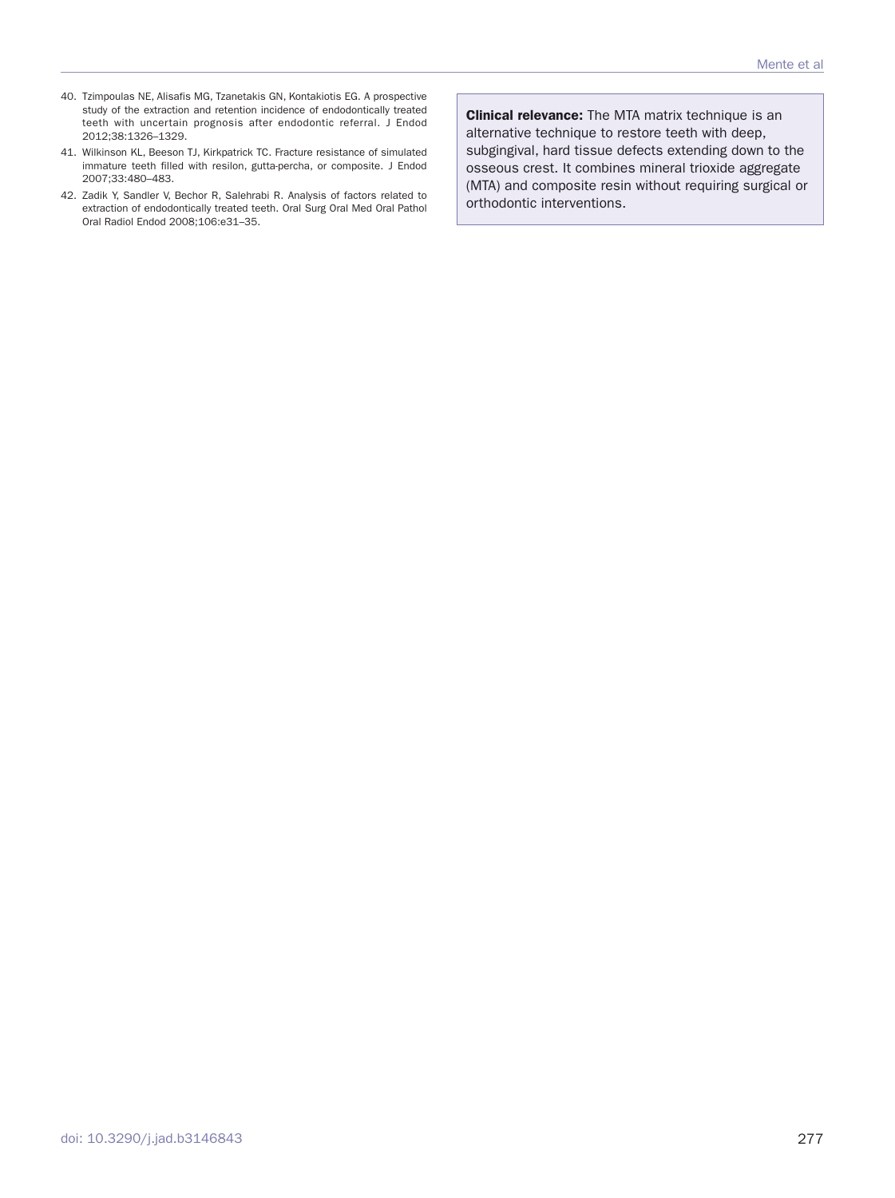40. Tzimpoulas NE, Alisafis MG, Tzanetakis GN, Kontakiotis EG. A prospective study of the extraction and retention incidence of endodontically treated teeth with uncertain prognosis after endodontic referral. J Endod 2012;38:1326–1329.
41. Wilkinson KL, Beeson TJ, Kirkpatrick TC. Fracture resistance of simulated immature teeth filled with resilon, gutta-percha, or composite. J Endod 2007;33:480–483.
42. Zadik Y, Sandler V, Bechor R, Salehrabi R. Analysis of factors related to extraction of endodontically treated teeth. Oral Surg Oral Med Oral Pathol Oral Radiol Endod 2008;106:e31–35.

**Clinical relevance:** The MTA matrix technique is an alternative technique to restore teeth with deep, subgingival, hard tissue defects extending down to the osseous crest. It combines mineral trioxide aggregate (MTA) and composite resin without requiring surgical or orthodontic interventions.

doi: 10.3290/j.jad.b3146843